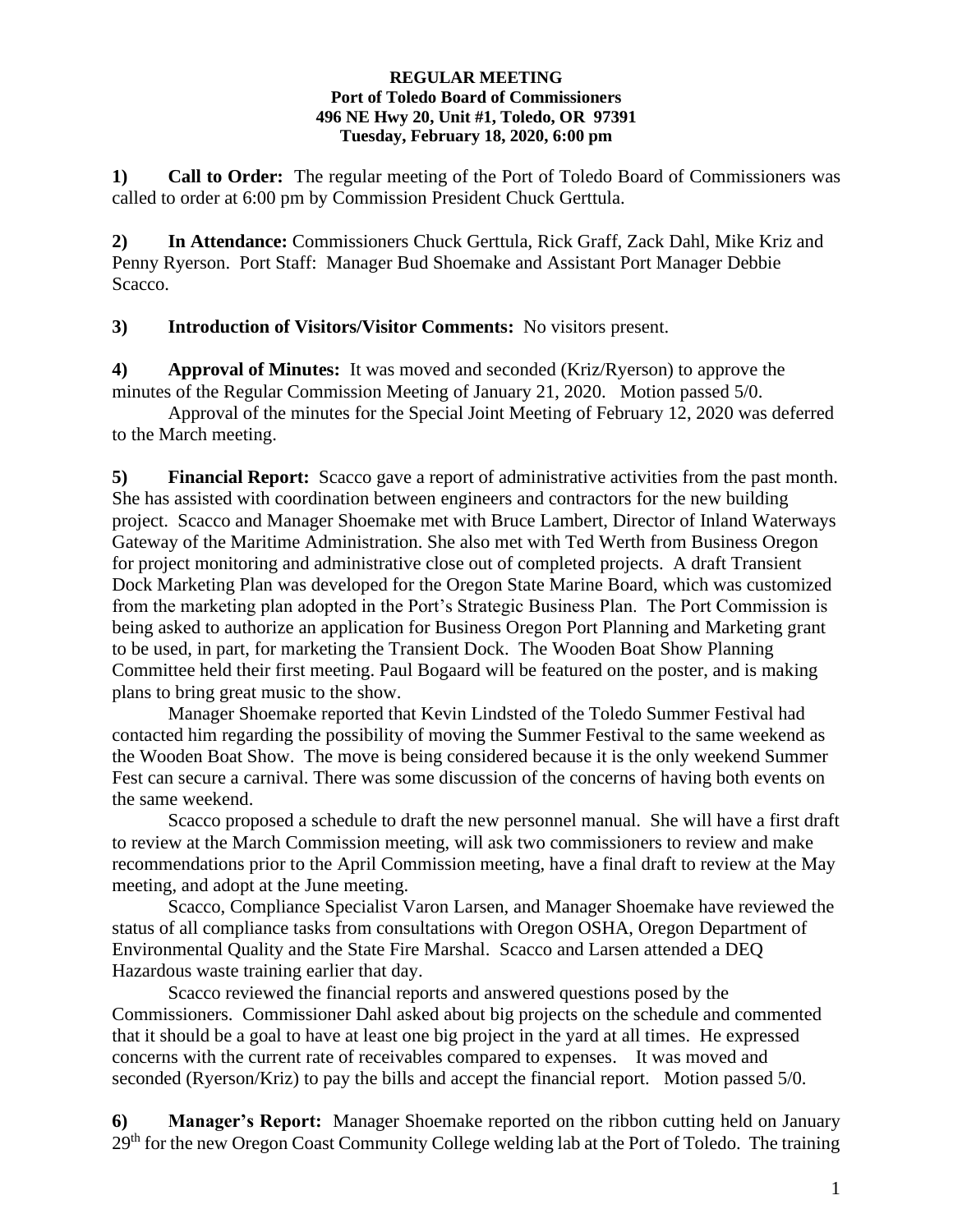**REGULAR MEETING**
**Port of Toledo Board of Commissioners**
**496 NE Hwy 20, Unit #1, Toledo, OR 97391**
**Tuesday, February 18, 2020, 6:00 pm**

**1) Call to Order:** The regular meeting of the Port of Toledo Board of Commissioners was called to order at 6:00 pm by Commission President Chuck Gerttula.

**2) In Attendance:** Commissioners Chuck Gerttula, Rick Graff, Zack Dahl, Mike Kriz and Penny Ryerson. Port Staff: Manager Bud Shoemake and Assistant Port Manager Debbie Scacco.

**3) Introduction of Visitors/Visitor Comments:** No visitors present.

**4) Approval of Minutes:** It was moved and seconded (Kriz/Ryerson) to approve the minutes of the Regular Commission Meeting of January 21, 2020. Motion passed 5/0.

Approval of the minutes for the Special Joint Meeting of February 12, 2020 was deferred to the March meeting.

**5) Financial Report:** Scacco gave a report of administrative activities from the past month. She has assisted with coordination between engineers and contractors for the new building project. Scacco and Manager Shoemake met with Bruce Lambert, Director of Inland Waterways Gateway of the Maritime Administration. She also met with Ted Werth from Business Oregon for project monitoring and administrative close out of completed projects. A draft Transient Dock Marketing Plan was developed for the Oregon State Marine Board, which was customized from the marketing plan adopted in the Port's Strategic Business Plan. The Port Commission is being asked to authorize an application for Business Oregon Port Planning and Marketing grant to be used, in part, for marketing the Transient Dock. The Wooden Boat Show Planning Committee held their first meeting. Paul Bogaard will be featured on the poster, and is making plans to bring great music to the show.

Manager Shoemake reported that Kevin Lindsted of the Toledo Summer Festival had contacted him regarding the possibility of moving the Summer Festival to the same weekend as the Wooden Boat Show. The move is being considered because it is the only weekend Summer Fest can secure a carnival. There was some discussion of the concerns of having both events on the same weekend.

Scacco proposed a schedule to draft the new personnel manual. She will have a first draft to review at the March Commission meeting, will ask two commissioners to review and make recommendations prior to the April Commission meeting, have a final draft to review at the May meeting, and adopt at the June meeting.

Scacco, Compliance Specialist Varon Larsen, and Manager Shoemake have reviewed the status of all compliance tasks from consultations with Oregon OSHA, Oregon Department of Environmental Quality and the State Fire Marshal. Scacco and Larsen attended a DEQ Hazardous waste training earlier that day.

Scacco reviewed the financial reports and answered questions posed by the Commissioners. Commissioner Dahl asked about big projects on the schedule and commented that it should be a goal to have at least one big project in the yard at all times. He expressed concerns with the current rate of receivables compared to expenses. It was moved and seconded (Ryerson/Kriz) to pay the bills and accept the financial report. Motion passed 5/0.

**6) Manager's Report:** Manager Shoemake reported on the ribbon cutting held on January 29th for the new Oregon Coast Community College welding lab at the Port of Toledo. The training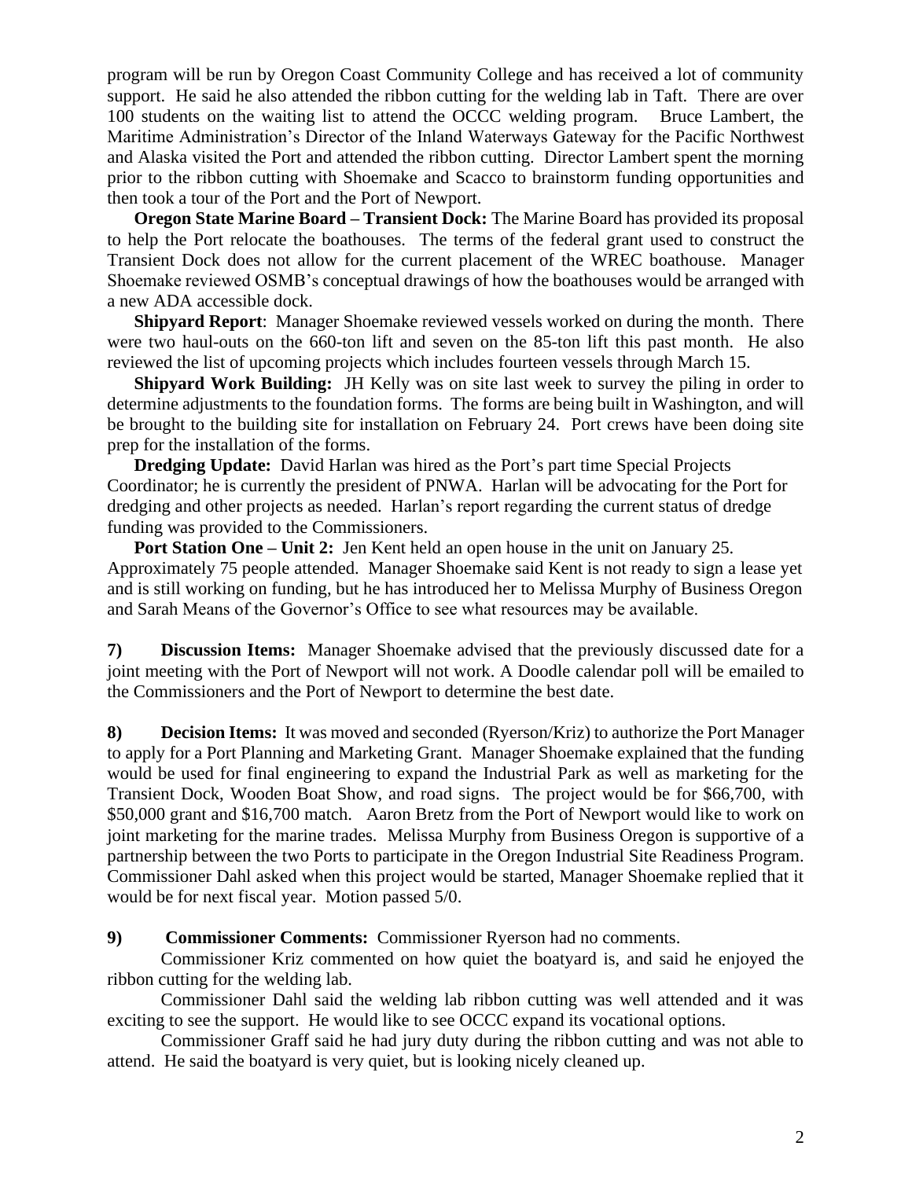program will be run by Oregon Coast Community College and has received a lot of community support. He said he also attended the ribbon cutting for the welding lab in Taft. There are over 100 students on the waiting list to attend the OCCC welding program. Bruce Lambert, the Maritime Administration's Director of the Inland Waterways Gateway for the Pacific Northwest and Alaska visited the Port and attended the ribbon cutting. Director Lambert spent the morning prior to the ribbon cutting with Shoemake and Scacco to brainstorm funding opportunities and then took a tour of the Port and the Port of Newport.

**Oregon State Marine Board – Transient Dock:** The Marine Board has provided its proposal to help the Port relocate the boathouses. The terms of the federal grant used to construct the Transient Dock does not allow for the current placement of the WREC boathouse. Manager Shoemake reviewed OSMB's conceptual drawings of how the boathouses would be arranged with a new ADA accessible dock.

**Shipyard Report**: Manager Shoemake reviewed vessels worked on during the month. There were two haul-outs on the 660-ton lift and seven on the 85-ton lift this past month. He also reviewed the list of upcoming projects which includes fourteen vessels through March 15.

**Shipyard Work Building:** JH Kelly was on site last week to survey the piling in order to determine adjustments to the foundation forms. The forms are being built in Washington, and will be brought to the building site for installation on February 24. Port crews have been doing site prep for the installation of the forms.

**Dredging Update:** David Harlan was hired as the Port's part time Special Projects Coordinator; he is currently the president of PNWA. Harlan will be advocating for the Port for dredging and other projects as needed. Harlan's report regarding the current status of dredge funding was provided to the Commissioners.

**Port Station One – Unit 2:** Jen Kent held an open house in the unit on January 25. Approximately 75 people attended. Manager Shoemake said Kent is not ready to sign a lease yet and is still working on funding, but he has introduced her to Melissa Murphy of Business Oregon and Sarah Means of the Governor's Office to see what resources may be available.

**7) Discussion Items:** Manager Shoemake advised that the previously discussed date for a joint meeting with the Port of Newport will not work. A Doodle calendar poll will be emailed to the Commissioners and the Port of Newport to determine the best date.

**8) Decision Items:** It was moved and seconded (Ryerson/Kriz) to authorize the Port Manager to apply for a Port Planning and Marketing Grant. Manager Shoemake explained that the funding would be used for final engineering to expand the Industrial Park as well as marketing for the Transient Dock, Wooden Boat Show, and road signs. The project would be for $66,700, with $50,000 grant and $16,700 match. Aaron Bretz from the Port of Newport would like to work on joint marketing for the marine trades. Melissa Murphy from Business Oregon is supportive of a partnership between the two Ports to participate in the Oregon Industrial Site Readiness Program. Commissioner Dahl asked when this project would be started, Manager Shoemake replied that it would be for next fiscal year. Motion passed 5/0.

**9) Commissioner Comments:** Commissioner Ryerson had no comments.

Commissioner Kriz commented on how quiet the boatyard is, and said he enjoyed the ribbon cutting for the welding lab.

Commissioner Dahl said the welding lab ribbon cutting was well attended and it was exciting to see the support. He would like to see OCCC expand its vocational options.

Commissioner Graff said he had jury duty during the ribbon cutting and was not able to attend. He said the boatyard is very quiet, but is looking nicely cleaned up.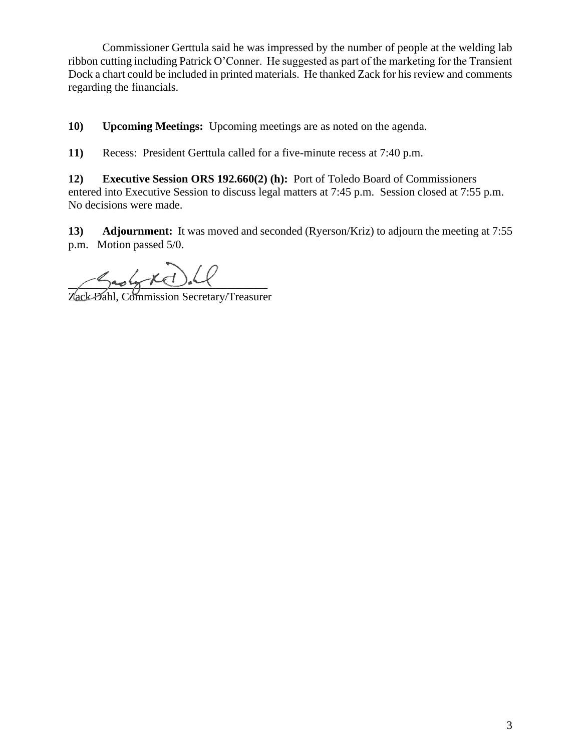Commissioner Gerttula said he was impressed by the number of people at the welding lab ribbon cutting including Patrick O'Conner. He suggested as part of the marketing for the Transient Dock a chart could be included in printed materials. He thanked Zack for his review and comments regarding the financials.

**10) Upcoming Meetings:** Upcoming meetings are as noted on the agenda.

**11)** Recess: President Gerttula called for a five-minute recess at 7:40 p.m.

**12) Executive Session ORS 192.660(2) (h):** Port of Toledo Board of Commissioners entered into Executive Session to discuss legal matters at 7:45 p.m. Session closed at 7:55 p.m. No decisions were made.

**13) Adjournment:** It was moved and seconded (Ryerson/Kriz) to adjourn the meeting at 7:55 p.m. Motion passed 5/0.

Zack Dahl, Commission Secretary/Treasurer